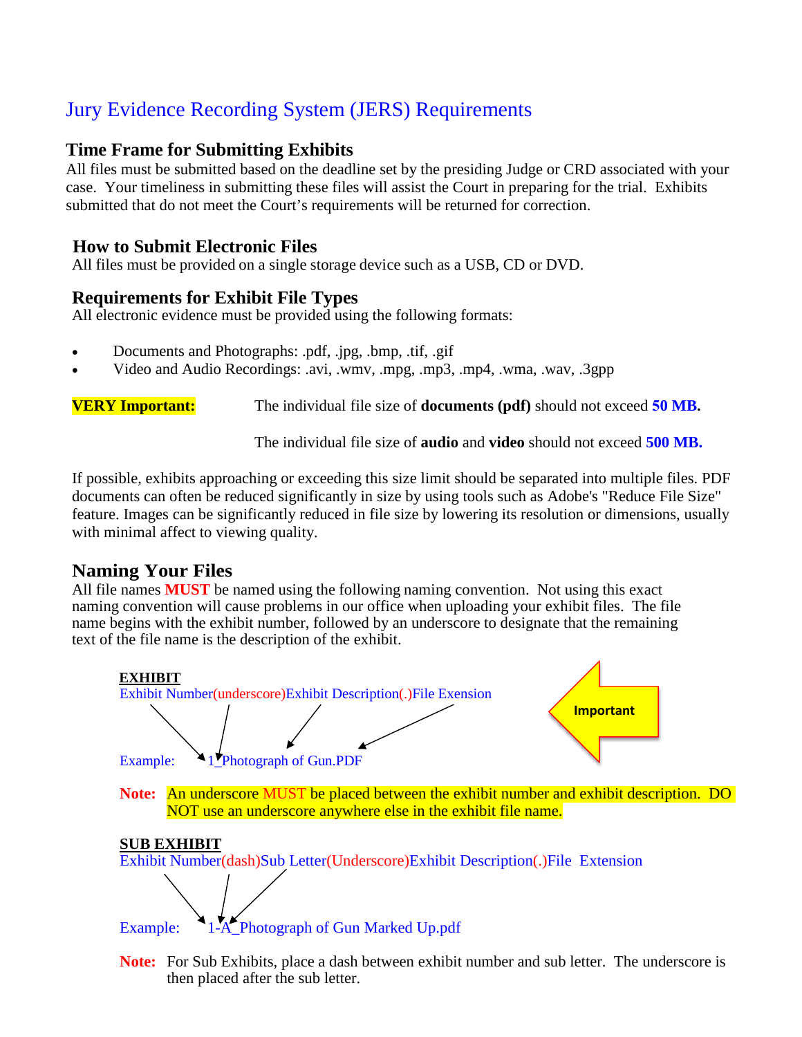# Jury Evidence Recording System (JERS) Requirements

## Time Frame for Submitting Exhibits

All files must be submitted based on the deadline set by the presiding Judge or CRD associated with your case. Your timeliness in submitting these files will assist the Court in preparing for the trial. Exhibits submitted that do not meet the Court's requirements will be returned for correction.

## How to Submit Electronic Files

All files must be provided on a single storage device such as a USB, CD or DVD.

## Requirements for Exhibit File Types

All electronic evidence must be provided using the following formats:

- Documents and Photographs: .pdf, .jpg, .bmp, .tif, .gif
- Video and Audio Recordings: .avi, .wmv, .mpg, .mp3, .mp4, .wma, .wav, .3gpp

**VERY Important:** The individual file size of **documents (pdf)** should not exceed **50 MB.**

The individual file size of **audio** and **video** should not exceed **500 MB.**

If possible, exhibits approaching or exceeding this size limit should be separated into multiple files. PDF documents can often be reduced significantly in size by using tools such as Adobe's "Reduce File Size" feature. Images can be significantly reduced in file size by lowering its resolution or dimensions, usually with minimal affect to viewing quality.

## Naming Your Files

All file names **MUST** be named using the following naming convention. Not using this exact naming convention will cause problems in our office when uploading your exhibit files. The file name begins with the exhibit number, followed by an underscore to designate that the remaining text of the file name is the description of the exhibit.

**EXHIBIT**

Exhibit Number(underscore)Exhibit Description(.)File Exension

Example: 1_Photograph of Gun.PDF

Important

**Note:** An underscore MUST be placed between the exhibit number and exhibit description. DO NOT use an underscore anywhere else in the exhibit file name.

**SUB EXHIBIT**

Exhibit Number(dash)Sub Letter(Underscore)Exhibit Description(.)File Extension

Example: 1-A_Photograph of Gun Marked Up.pdf

**Note:** For Sub Exhibits, place a dash between exhibit number and sub letter. The underscore is then placed after the sub letter.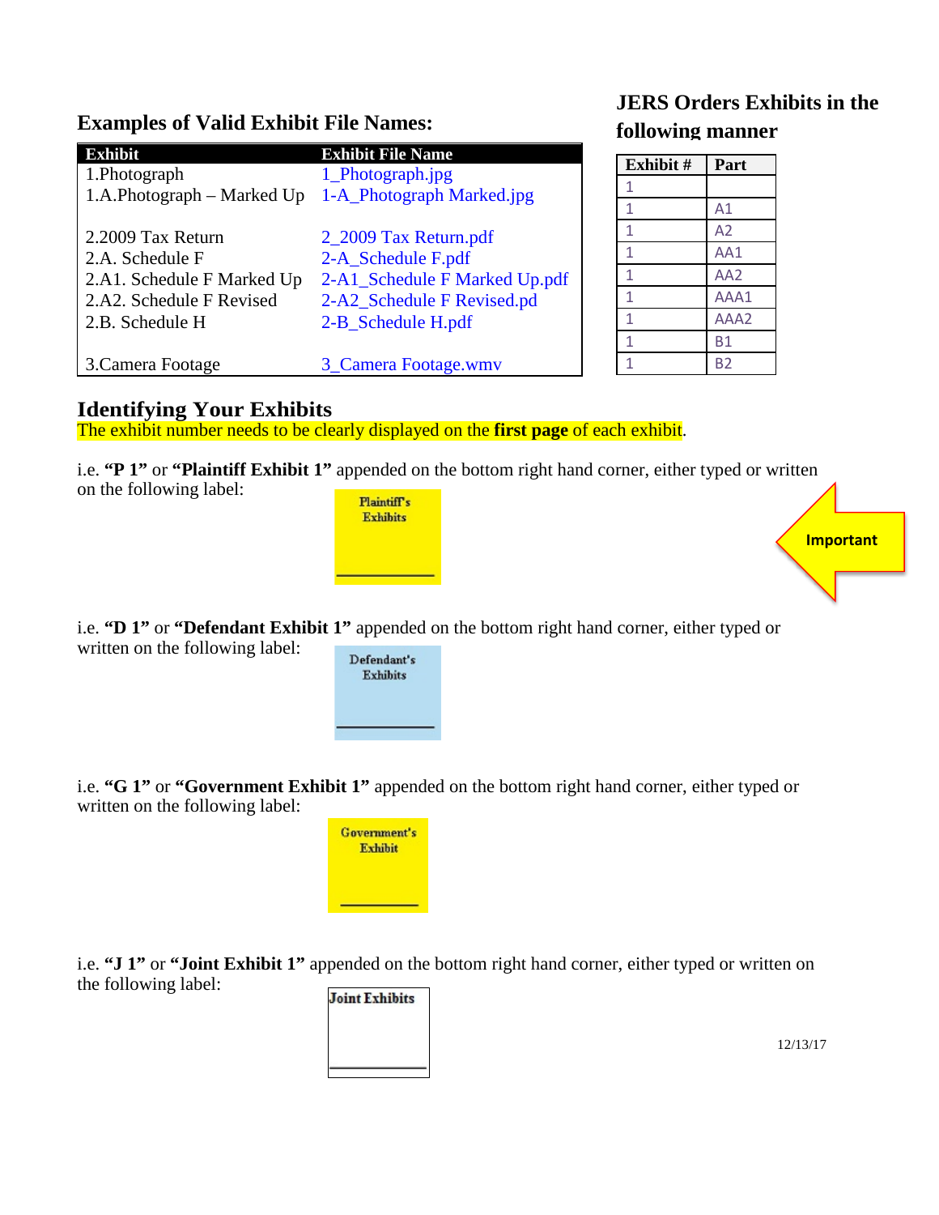## Examples of Valid Exhibit File Names:

| Exhibit | Exhibit File Name |
|---|---|
| 1.Photograph | 1_Photograph.jpg |
| 1.A.Photograph – Marked Up | 1-A_Photograph Marked.jpg |
| | |
| 2.2009 Tax Return | 2_2009 Tax Return.pdf |
| 2.A. Schedule F | 2-A_Schedule F.pdf |
| 2.A1. Schedule F Marked Up | 2-A1_Schedule F Marked Up.pdf |
| 2.A2. Schedule F Revised | 2-A2_Schedule F Revised.pd |
| 2.B. Schedule H | 2-B_Schedule H.pdf |
| | |
| 3.Camera Footage | 3_Camera Footage.wmv |

## JERS Orders Exhibits in the following manner

| Exhibit # | Part |
|---|---|
| 1 | |
| 1 | A1 |
| 1 | A2 |
| 1 | AA1 |
| 1 | AA2 |
| 1 | AAA1 |
| 1 | AAA2 |
| 1 | B1 |
| 1 | B2 |

## Identifying Your Exhibits

The exhibit number needs to be clearly displayed on the **first page** of each exhibit.

**Important**

i.e. **"P 1"** or **"Plaintiff Exhibit 1"** appended on the bottom right hand corner, either typed or written on the following label:

Plaintiff's Exhibits

i.e. **"D 1"** or **"Defendant Exhibit 1"** appended on the bottom right hand corner, either typed or written on the following label:

Defendant's Exhibits

i.e. **"G 1"** or **"Government Exhibit 1"** appended on the bottom right hand corner, either typed or written on the following label:

Government's Exhibit

i.e. **"J 1"** or **"Joint Exhibit 1"** appended on the bottom right hand corner, either typed or written on the following label:

Joint Exhibits

12/13/17